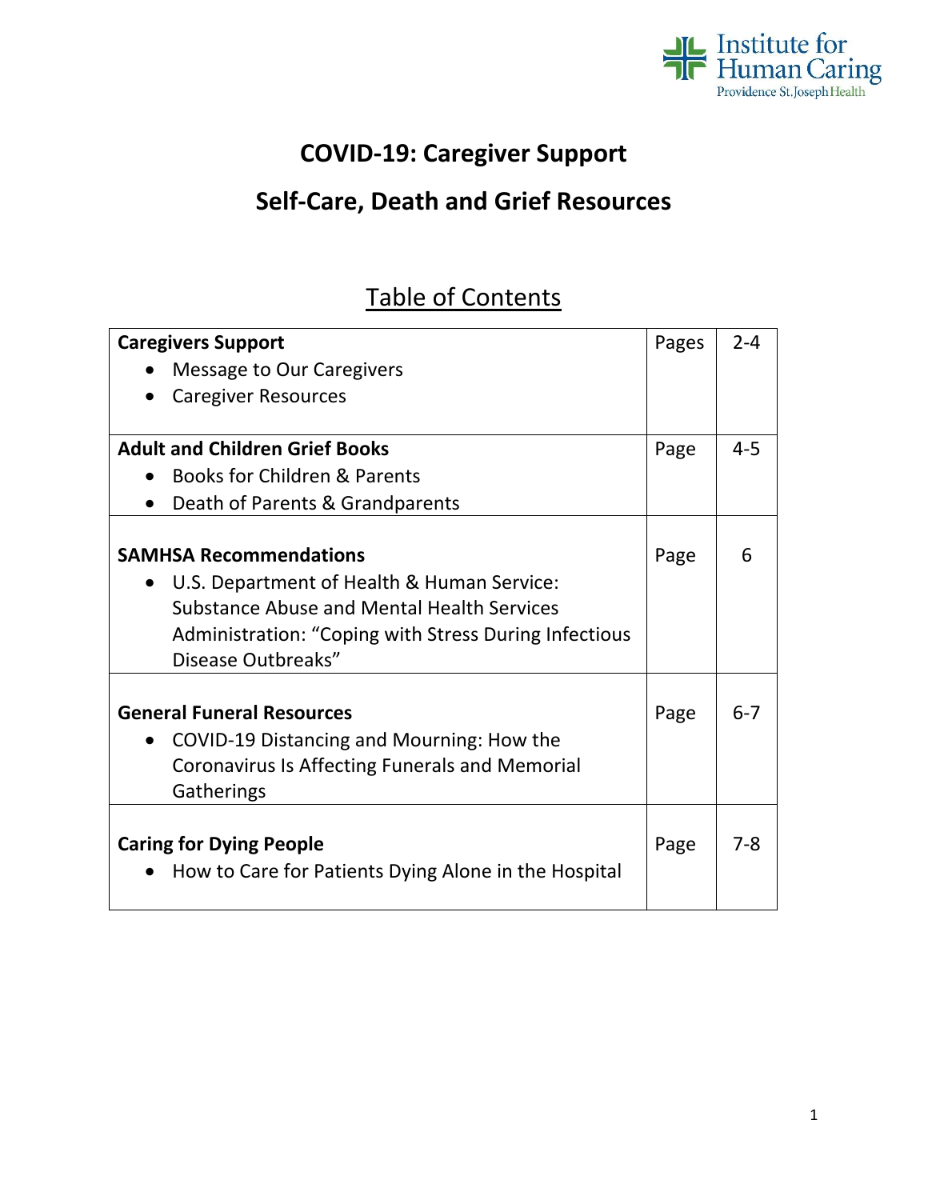Institute for Human Caring
Providence St. Joseph Health

# COVID-19: Caregiver Support

## Self-Care, Death and Grief Resources

## Table of Contents

| | | |
|---|---|---|
| **Caregivers Support**<br>• Message to Our Caregivers<br>• Caregiver Resources | Pages | 2-4 |
| **Adult and Children Grief Books**<br>• Books for Children & Parents<br>• Death of Parents & Grandparents | Page | 4-5 |
| **SAMHSA Recommendations**<br>• U.S. Department of Health & Human Service: Substance Abuse and Mental Health Services Administration: "Coping with Stress During Infectious Disease Outbreaks" | Page | 6 |
| **General Funeral Resources**<br>• COVID-19 Distancing and Mourning: How the Coronavirus Is Affecting Funerals and Memorial Gatherings | Page | 6-7 |
| **Caring for Dying People**<br>• How to Care for Patients Dying Alone in the Hospital | Page | 7-8 |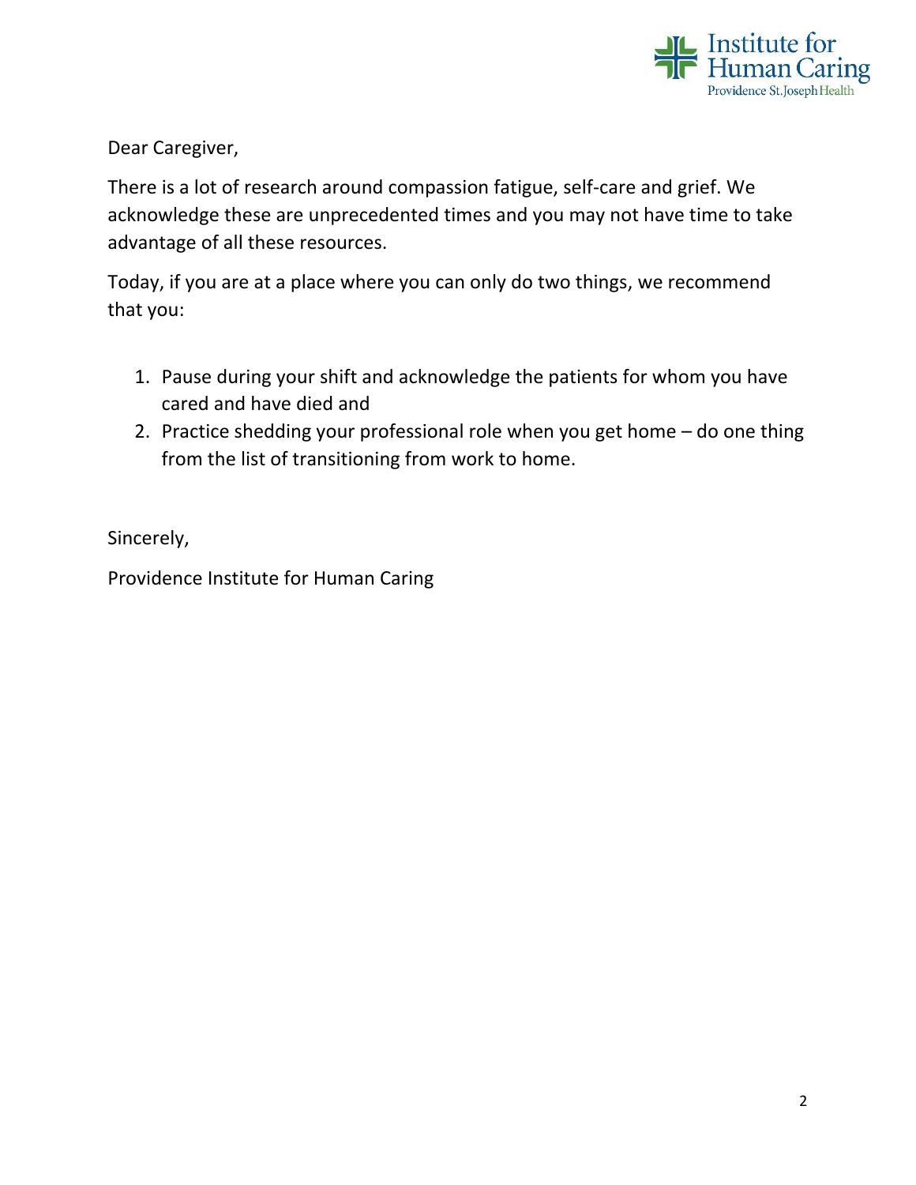Dear Caregiver,

There is a lot of research around compassion fatigue, self-care and grief. We acknowledge these are unprecedented times and you may not have time to take advantage of all these resources.

Today, if you are at a place where you can only do two things, we recommend that you:

1. Pause during your shift and acknowledge the patients for whom you have cared and have died and
2. Practice shedding your professional role when you get home – do one thing from the list of transitioning from work to home.

Sincerely,

Providence Institute for Human Caring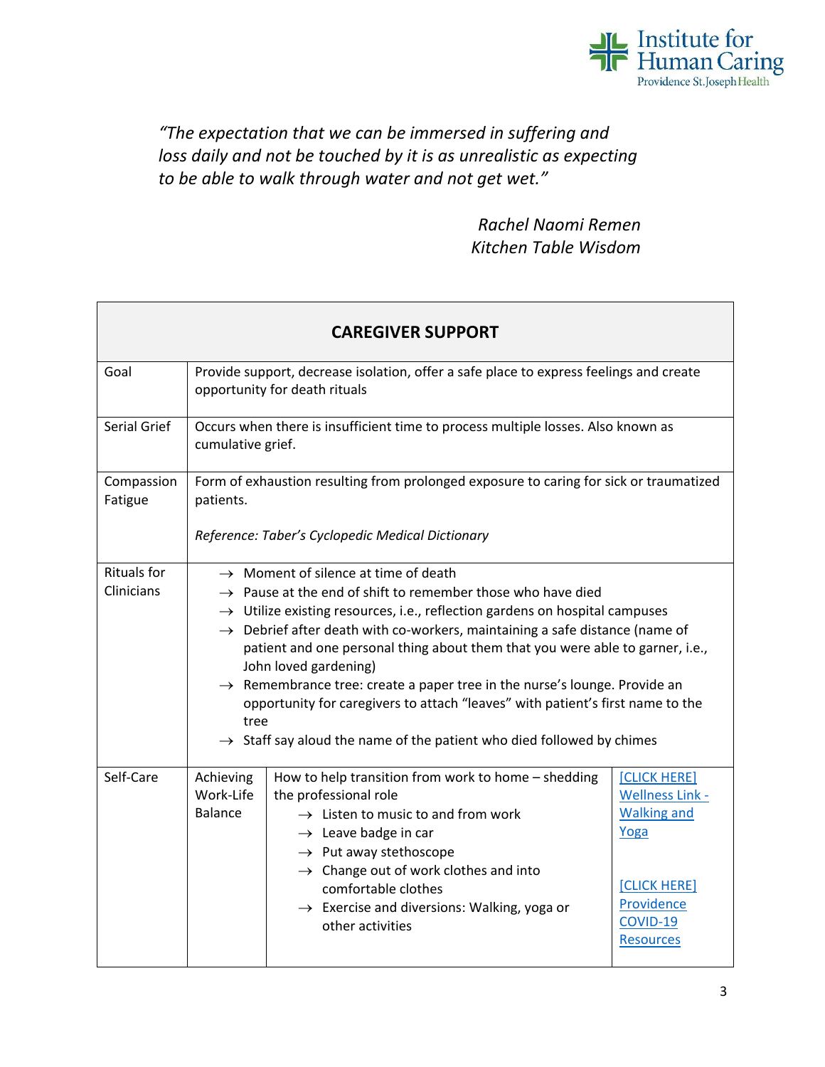*"The expectation that we can be immersed in suffering and loss daily and not be touched by it is as unrealistic as expecting to be able to walk through water and not get wet."*

*Rachel Naomi Remen*
*Kitchen Table Wisdom*

| CAREGIVER SUPPORT | | | |
|---|---|---|---|
| Goal | Provide support, decrease isolation, offer a safe place to express feelings and create opportunity for death rituals | | |
| Serial Grief | Occurs when there is insufficient time to process multiple losses. Also known as cumulative grief. | | |
| Compassion Fatigue | Form of exhaustion resulting from prolonged exposure to caring for sick or traumatized patients.<br><br>*Reference: Taber's Cyclopedic Medical Dictionary* | | |
| Rituals for Clinicians | → Moment of silence at time of death<br>→ Pause at the end of shift to remember those who have died<br>→ Utilize existing resources, i.e., reflection gardens on hospital campuses<br>→ Debrief after death with co-workers, maintaining a safe distance (name of patient and one personal thing about them that you were able to garner, i.e., John loved gardening)<br>→ Remembrance tree: create a paper tree in the nurse's lounge. Provide an opportunity for caregivers to attach "leaves" with patient's first name to the tree<br>→ Staff say aloud the name of the patient who died followed by chimes | | |
| Self-Care | Achieving Work-Life Balance | How to help transition from work to home – shedding the professional role<br>→ Listen to music to and from work<br>→ Leave badge in car<br>→ Put away stethoscope<br>→ Change out of work clothes and into comfortable clothes<br>→ Exercise and diversions: Walking, yoga or other activities | [CLICK HERE] Wellness Link - Walking and Yoga<br><br>[CLICK HERE] Providence COVID-19 Resources |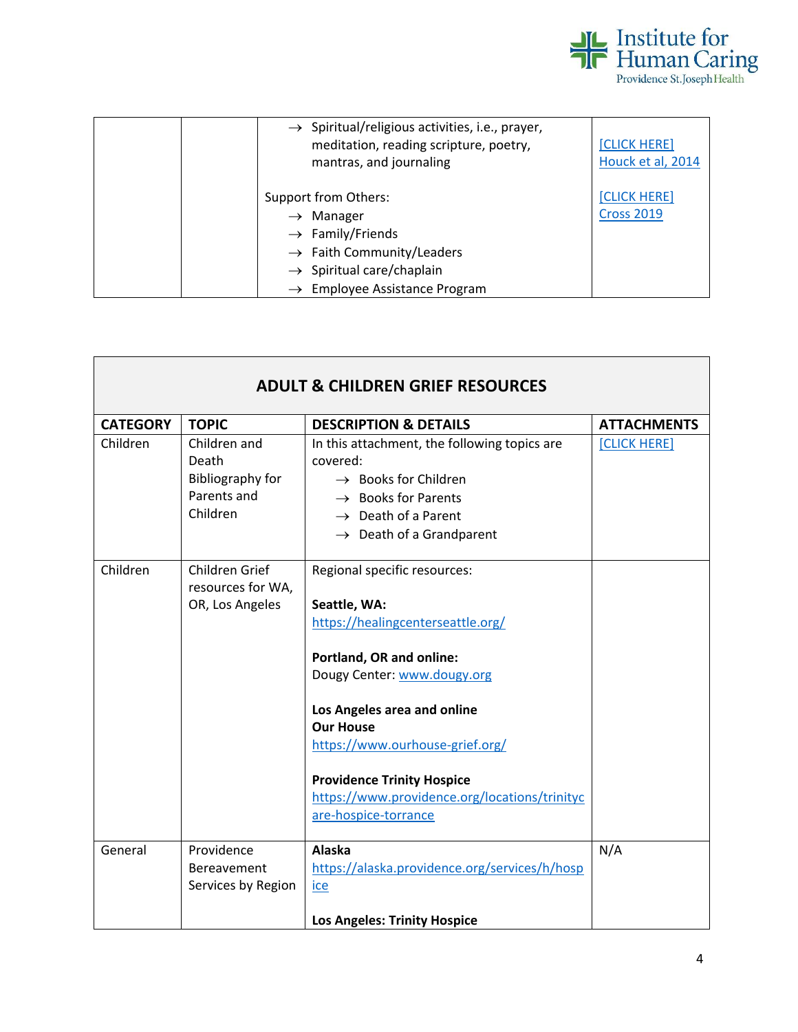| | | | |
|---|---|---|---|
| | | → Spiritual/religious activities, i.e., prayer, meditation, reading scripture, poetry, mantras, and journaling<br><br>Support from Others:<br>→ Manager<br>→ Family/Friends<br>→ Faith Community/Leaders<br>→ Spiritual care/chaplain<br>→ Employee Assistance Program | [CLICK HERE] Houck et al, 2014<br><br>[CLICK HERE] Cross 2019 |

## ADULT & CHILDREN GRIEF RESOURCES

| CATEGORY | TOPIC | DESCRIPTION & DETAILS | ATTACHMENTS |
|---|---|---|---|
| Children | Children and Death Bibliography for Parents and Children | In this attachment, the following topics are covered:<br>→ Books for Children<br>→ Books for Parents<br>→ Death of a Parent<br>→ Death of a Grandparent | [CLICK HERE] |
| Children | Children Grief resources for WA, OR, Los Angeles | Regional specific resources:<br><br>**Seattle, WA:**<br>https://healingcenterseattle.org/<br><br>**Portland, OR and online:**<br>Dougy Center: www.dougy.org<br><br>**Los Angeles area and online**<br>**Our House**<br>https://www.ourhouse-grief.org/<br><br>**Providence Trinity Hospice**<br>https://www.providence.org/locations/trinitycare-hospice-torrance | |
| General | Providence Bereavement Services by Region | **Alaska**<br>https://alaska.providence.org/services/h/hospice<br><br>**Los Angeles: Trinity Hospice** | N/A |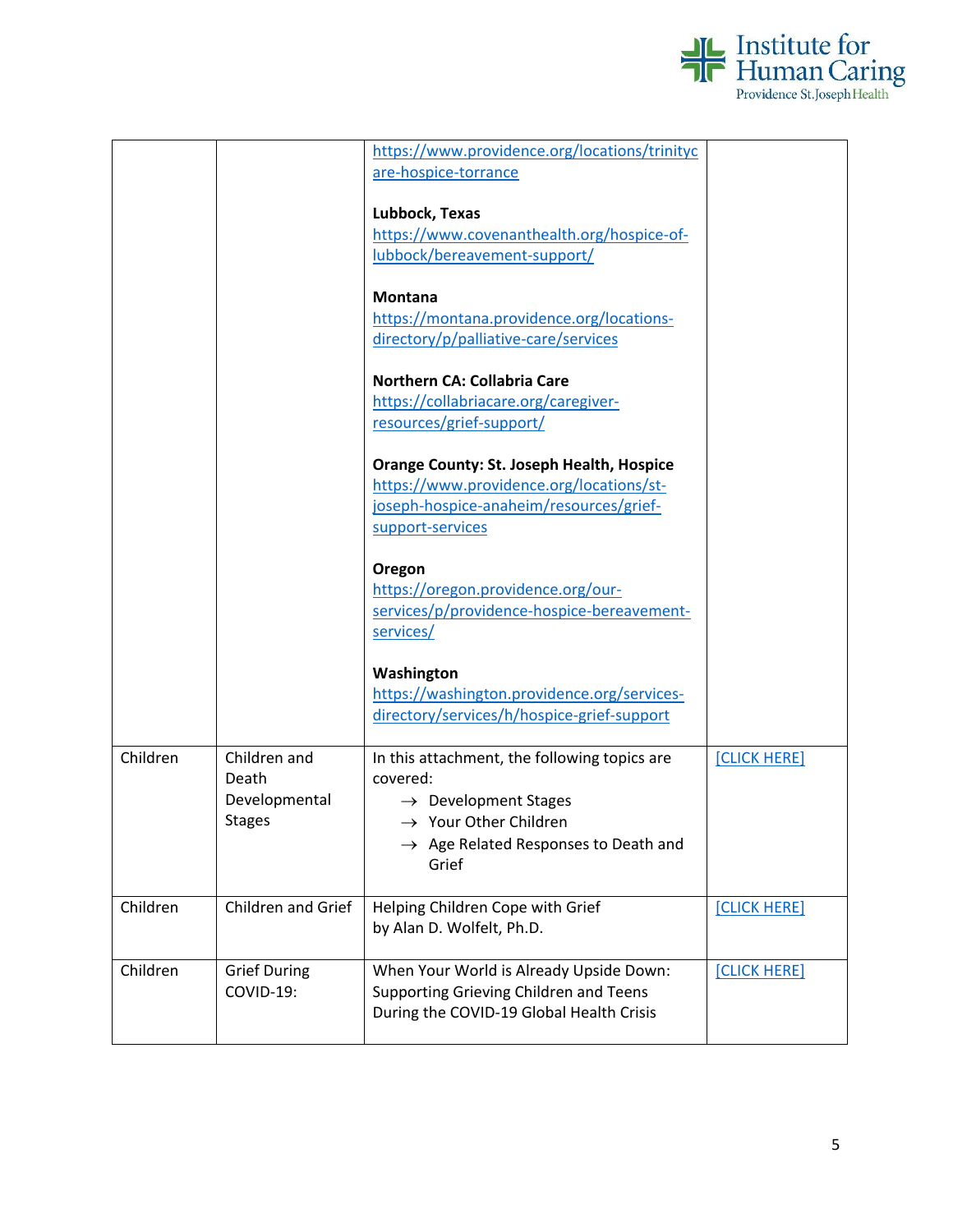| | | | |
|---|---|---|---|
| | | https://www.providence.org/locations/trinitycare-hospice-torrance<br><br>**Lubbock, Texas**<br>https://www.covenanthealth.org/hospice-of-lubbock/bereavement-support/<br><br>**Montana**<br>https://montana.providence.org/locations-directory/p/palliative-care/services<br><br>**Northern CA: Collabria Care**<br>https://collabriacare.org/caregiver-resources/grief-support/<br><br>**Orange County: St. Joseph Health, Hospice**<br>https://www.providence.org/locations/st-joseph-hospice-anaheim/resources/grief-support-services<br><br>**Oregon**<br>https://oregon.providence.org/our-services/p/providence-hospice-bereavement-services/<br><br>**Washington**<br>https://washington.providence.org/services-directory/services/h/hospice-grief-support | |
| Children | Children and Death Developmental Stages | In this attachment, the following topics are covered:<br>→ Development Stages<br>→ Your Other Children<br>→ Age Related Responses to Death and Grief | [CLICK HERE] |
| Children | Children and Grief | Helping Children Cope with Grief<br>by Alan D. Wolfelt, Ph.D. | [CLICK HERE] |
| Children | Grief During COVID-19: | When Your World is Already Upside Down: Supporting Grieving Children and Teens During the COVID-19 Global Health Crisis | [CLICK HERE] |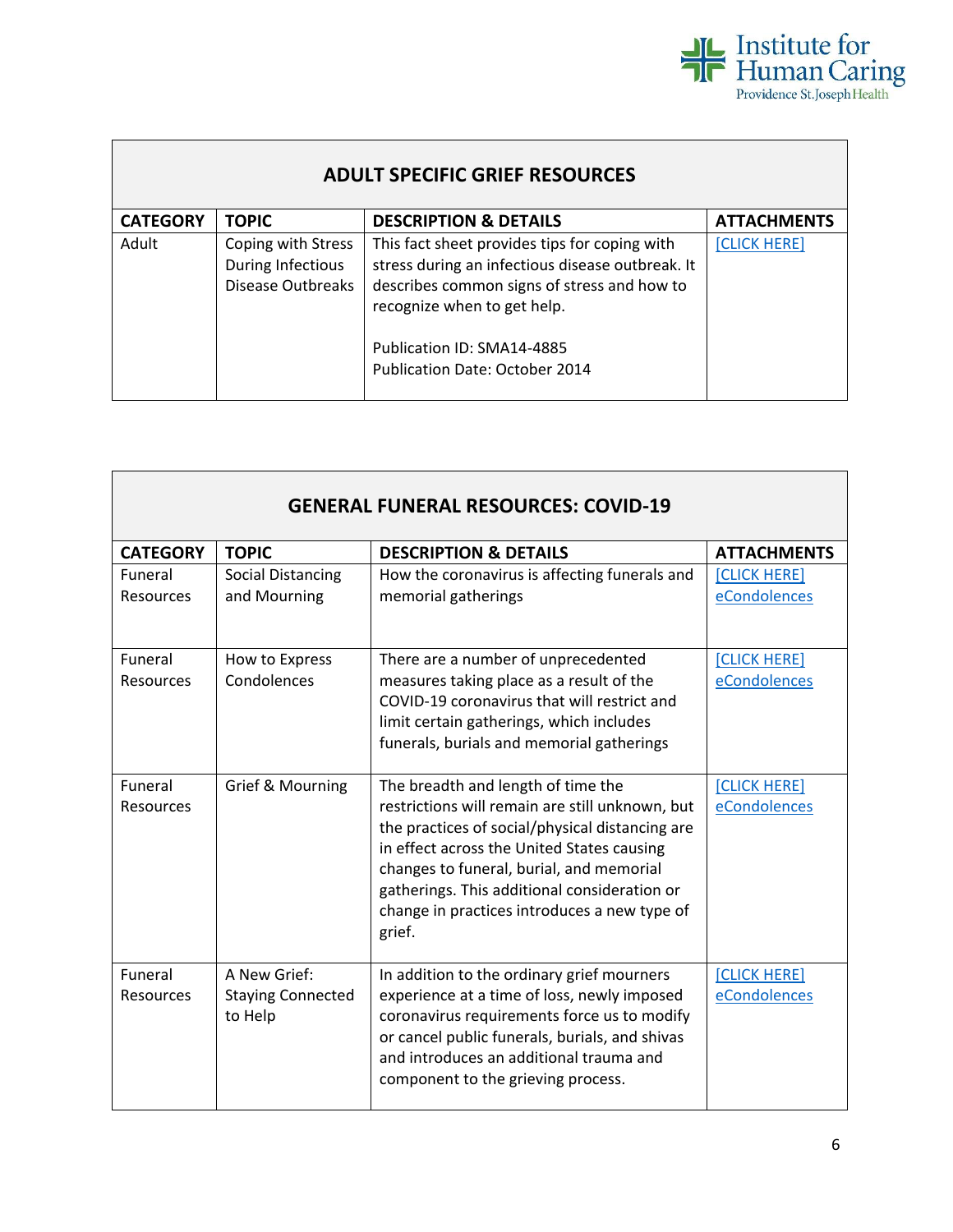| ADULT SPECIFIC GRIEF RESOURCES | | | |
|---|---|---|---|
| **CATEGORY** | **TOPIC** | **DESCRIPTION & DETAILS** | **ATTACHMENTS** |
| Adult | Coping with Stress During Infectious Disease Outbreaks | This fact sheet provides tips for coping with stress during an infectious disease outbreak. It describes common signs of stress and how to recognize when to get help.<br><br>Publication ID: SMA14-4885<br>Publication Date: October 2014 | [CLICK HERE] |

| GENERAL FUNERAL RESOURCES: COVID-19 | | | |
|---|---|---|---|
| **CATEGORY** | **TOPIC** | **DESCRIPTION & DETAILS** | **ATTACHMENTS** |
| Funeral Resources | Social Distancing and Mourning | How the coronavirus is affecting funerals and memorial gatherings | [CLICK HERE]<br>eCondolences |
| Funeral Resources | How to Express Condolences | There are a number of unprecedented measures taking place as a result of the COVID-19 coronavirus that will restrict and limit certain gatherings, which includes funerals, burials and memorial gatherings | [CLICK HERE]<br>eCondolences |
| Funeral Resources | Grief & Mourning | The breadth and length of time the restrictions will remain are still unknown, but the practices of social/physical distancing are in effect across the United States causing changes to funeral, burial, and memorial gatherings. This additional consideration or change in practices introduces a new type of grief. | [CLICK HERE]<br>eCondolences |
| Funeral Resources | A New Grief: Staying Connected to Help | In addition to the ordinary grief mourners experience at a time of loss, newly imposed coronavirus requirements force us to modify or cancel public funerals, burials, and shivas and introduces an additional trauma and component to the grieving process. | [CLICK HERE]<br>eCondolences |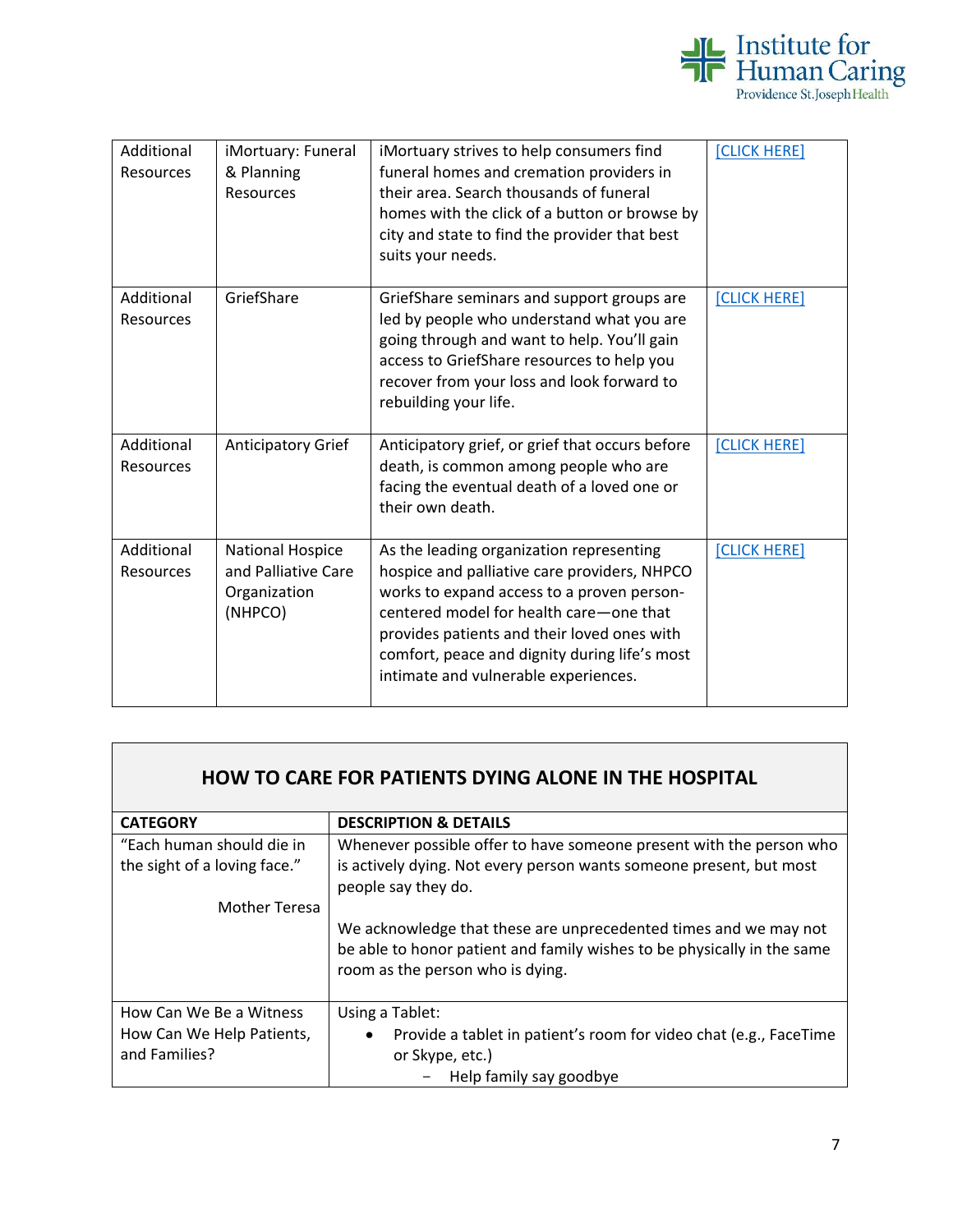| | | | |
|---|---|---|---|
| Additional Resources | iMortuary: Funeral & Planning Resources | iMortuary strives to help consumers find funeral homes and cremation providers in their area. Search thousands of funeral homes with the click of a button or browse by city and state to find the provider that best suits your needs. | [CLICK HERE] |
| Additional Resources | GriefShare | GriefShare seminars and support groups are led by people who understand what you are going through and want to help. You'll gain access to GriefShare resources to help you recover from your loss and look forward to rebuilding your life. | [CLICK HERE] |
| Additional Resources | Anticipatory Grief | Anticipatory grief, or grief that occurs before death, is common among people who are facing the eventual death of a loved one or their own death. | [CLICK HERE] |
| Additional Resources | National Hospice and Palliative Care Organization (NHPCO) | As the leading organization representing hospice and palliative care providers, NHPCO works to expand access to a proven person-centered model for health care—one that provides patients and their loved ones with comfort, peace and dignity during life's most intimate and vulnerable experiences. | [CLICK HERE] |

## HOW TO CARE FOR PATIENTS DYING ALONE IN THE HOSPITAL

| CATEGORY | DESCRIPTION & DETAILS |
|---|---|
| "Each human should die in the sight of a loving face." Mother Teresa | Whenever possible offer to have someone present with the person who is actively dying. Not every person wants someone present, but most people say they do. We acknowledge that these are unprecedented times and we may not be able to honor patient and family wishes to be physically in the same room as the person who is dying. |
| How Can We Be a Witness How Can We Help Patients, and Families? | Using a Tablet: • Provide a tablet in patient's room for video chat (e.g., FaceTime or Skype, etc.) – Help family say goodbye |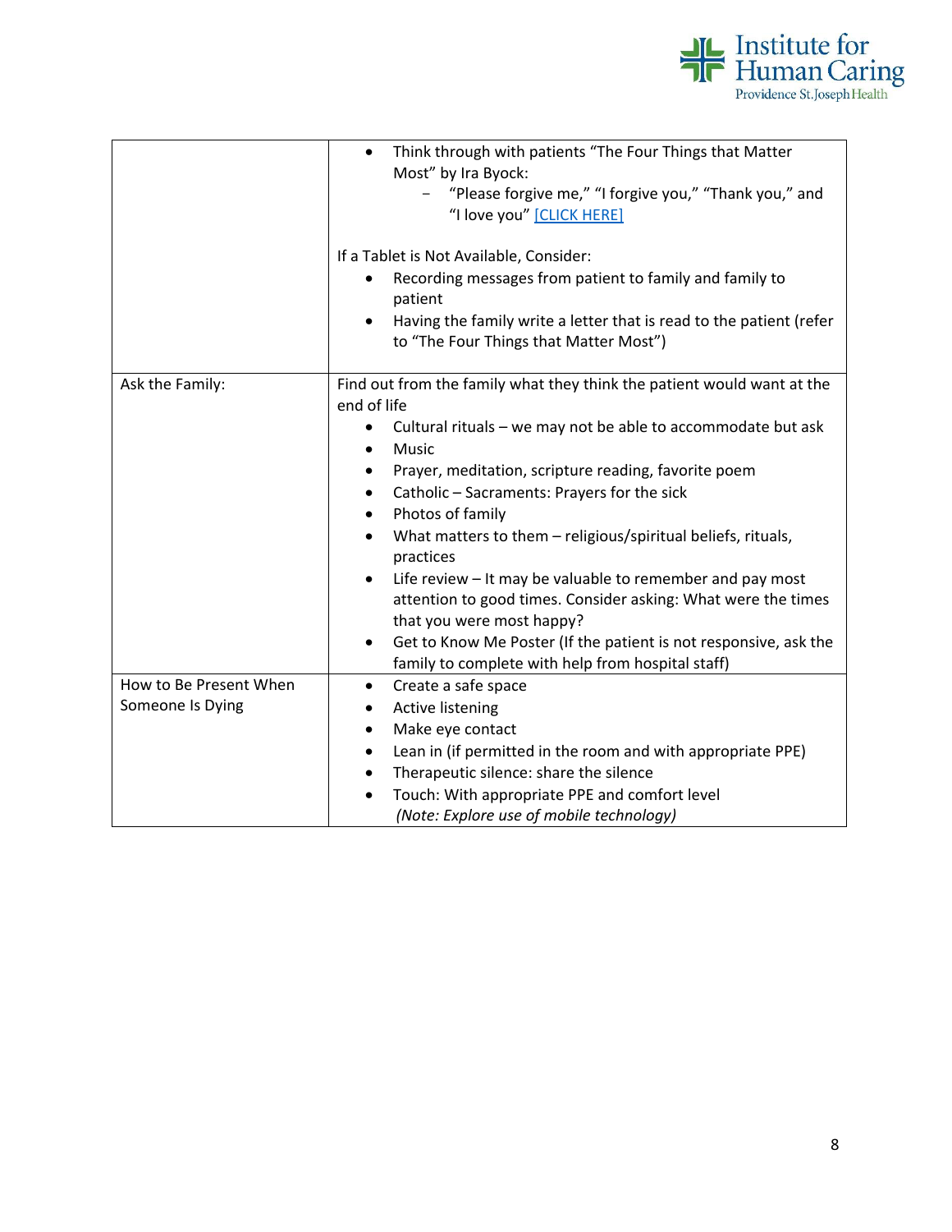| | |
|---|---|
| | • Think through with patients "The Four Things that Matter Most" by Ira Byock:<br>&nbsp;&nbsp;&nbsp;&nbsp;– "Please forgive me," "I forgive you," "Thank you," and "I love you" [CLICK HERE]<br><br>If a Tablet is Not Available, Consider:<br>• Recording messages from patient to family and family to patient<br>• Having the family write a letter that is read to the patient (refer to "The Four Things that Matter Most") |
| Ask the Family: | Find out from the family what they think the patient would want at the end of life<br>• Cultural rituals – we may not be able to accommodate but ask<br>• Music<br>• Prayer, meditation, scripture reading, favorite poem<br>• Catholic – Sacraments: Prayers for the sick<br>• Photos of family<br>• What matters to them – religious/spiritual beliefs, rituals, practices<br>• Life review – It may be valuable to remember and pay most attention to good times. Consider asking: What were the times that you were most happy?<br>• Get to Know Me Poster (If the patient is not responsive, ask the family to complete with help from hospital staff) |
| How to Be Present When Someone Is Dying | • Create a safe space<br>• Active listening<br>• Make eye contact<br>• Lean in (if permitted in the room and with appropriate PPE)<br>• Therapeutic silence: share the silence<br>• Touch: With appropriate PPE and comfort level<br>*(Note: Explore use of mobile technology)* |